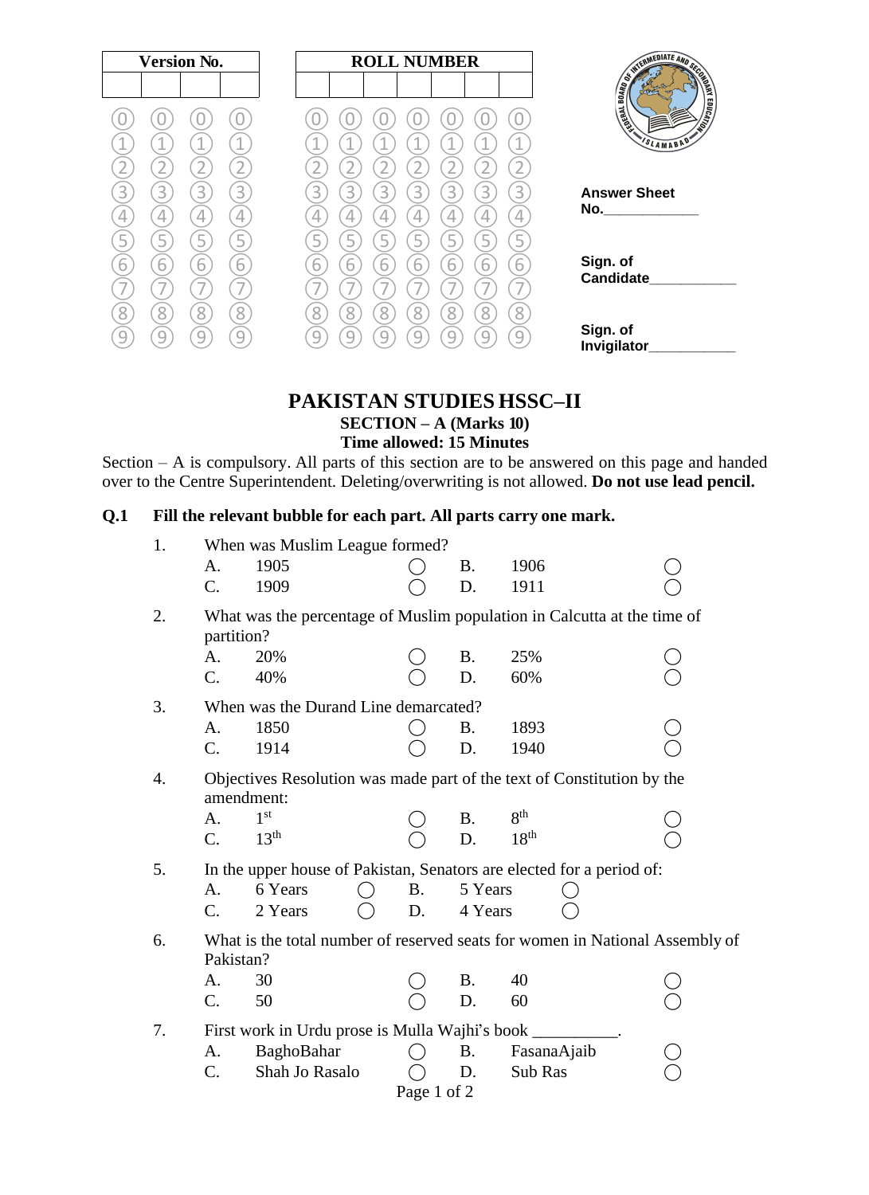| Version No. | | | |
|---|---|---|---|
| | | | |

| ROLL NUMBER | | | | | | |
|---|---|---|---|---|---|---|
| | | | | | | |

Answer Sheet No.____________

Sign. of Candidate___________

Sign. of Invigilator___________

# PAKISTAN STUDIES HSSC–II

## SECTION – A (Marks 10)

**Time allowed: 15 Minutes**

Section – A is compulsory. All parts of this section are to be answered on this page and handed over to the Centre Superintendent. Deleting/overwriting is not allowed. **Do not use lead pencil.**

**Q.1 Fill the relevant bubble for each part. All parts carry one mark.**

1. When was Muslim League formed?
   - A. 1905 ◯
   - B. 1906 ◯
   - C. 1909 ◯
   - D. 1911 ◯

2. What was the percentage of Muslim population in Calcutta at the time of partition?
   - A. 20% ◯
   - B. 25% ◯
   - C. 40% ◯
   - D. 60% ◯

3. When was the Durand Line demarcated?
   - A. 1850 ◯
   - B. 1893 ◯
   - C. 1914 ◯
   - D. 1940 ◯

4. Objectives Resolution was made part of the text of Constitution by the amendment:
   - A. 1st ◯
   - B. 8th ◯
   - C. 13th ◯
   - D. 18th ◯

5. In the upper house of Pakistan, Senators are elected for a period of:
   - A. 6 Years ◯
   - B. 5 Years ◯
   - C. 2 Years ◯
   - D. 4 Years ◯

6. What is the total number of reserved seats for women in National Assembly of Pakistan?
   - A. 30 ◯
   - B. 40 ◯
   - C. 50 ◯
   - D. 60 ◯

7. First work in Urdu prose is Mulla Wajhi's book __________.
   - A. BaghoBahar ◯
   - B. FasanaAjaib ◯
   - C. Shah Jo Rasalo ◯
   - D. Sub Ras ◯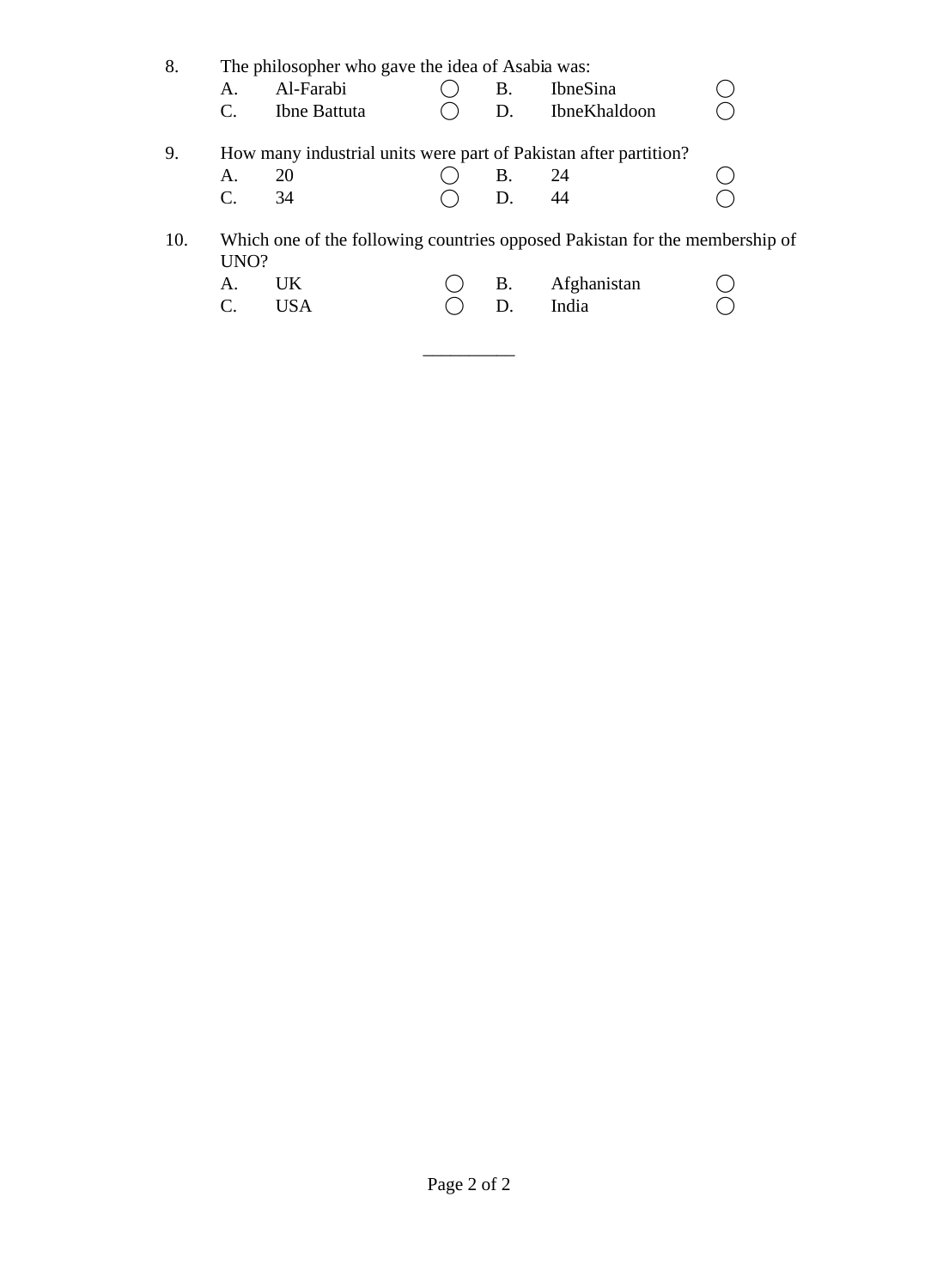8. The philosopher who gave the idea of Asabia was:

   A. Al-Farabi ◯ B. IbneSina ◯
   C. Ibne Battuta ◯ D. IbneKhaldoon ◯

9. How many industrial units were part of Pakistan after partition?

   A. 20 ◯ B. 24 ◯
   C. 34 ◯ D. 44 ◯

10. Which one of the following countries opposed Pakistan for the membership of UNO?

    A. UK ◯ B. Afghanistan ◯
    C. USA ◯ D. India ◯

__________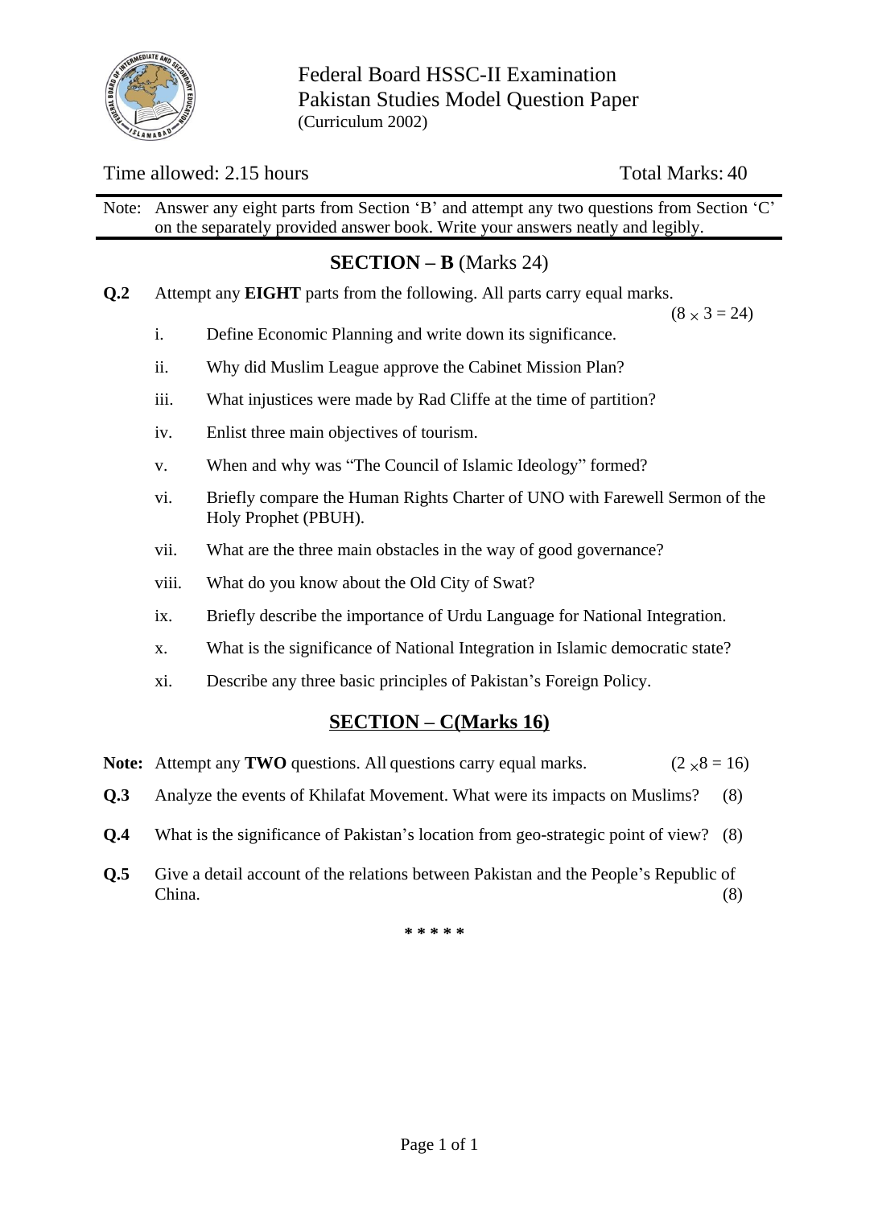Federal Board HSSC-II Examination
Pakistan Studies Model Question Paper
(Curriculum 2002)

Time allowed: 2.15 hours  Total Marks: 40

Note: Answer any eight parts from Section 'B' and attempt any two questions from Section 'C' on the separately provided answer book. Write your answers neatly and legibly.

## SECTION – B (Marks 24)

**Q.2** Attempt any **EIGHT** parts from the following. All parts carry equal marks. (8 × 3 = 24)

i. Define Economic Planning and write down its significance.

ii. Why did Muslim League approve the Cabinet Mission Plan?

iii. What injustices were made by Rad Cliffe at the time of partition?

iv. Enlist three main objectives of tourism.

v. When and why was "The Council of Islamic Ideology" formed?

vi. Briefly compare the Human Rights Charter of UNO with Farewell Sermon of the Holy Prophet (PBUH).

vii. What are the three main obstacles in the way of good governance?

viii. What do you know about the Old City of Swat?

ix. Briefly describe the importance of Urdu Language for National Integration.

x. What is the significance of National Integration in Islamic democratic state?

xi. Describe any three basic principles of Pakistan's Foreign Policy.

## SECTION – C(Marks 16)

**Note:** Attempt any **TWO** questions. All questions carry equal marks. (2 × 8 = 16)

**Q.3** Analyze the events of Khilafat Movement. What were its impacts on Muslims? (8)

**Q.4** What is the significance of Pakistan's location from geo-strategic point of view? (8)

**Q.5** Give a detail account of the relations between Pakistan and the People's Republic of China. (8)

\* \* \* \* \*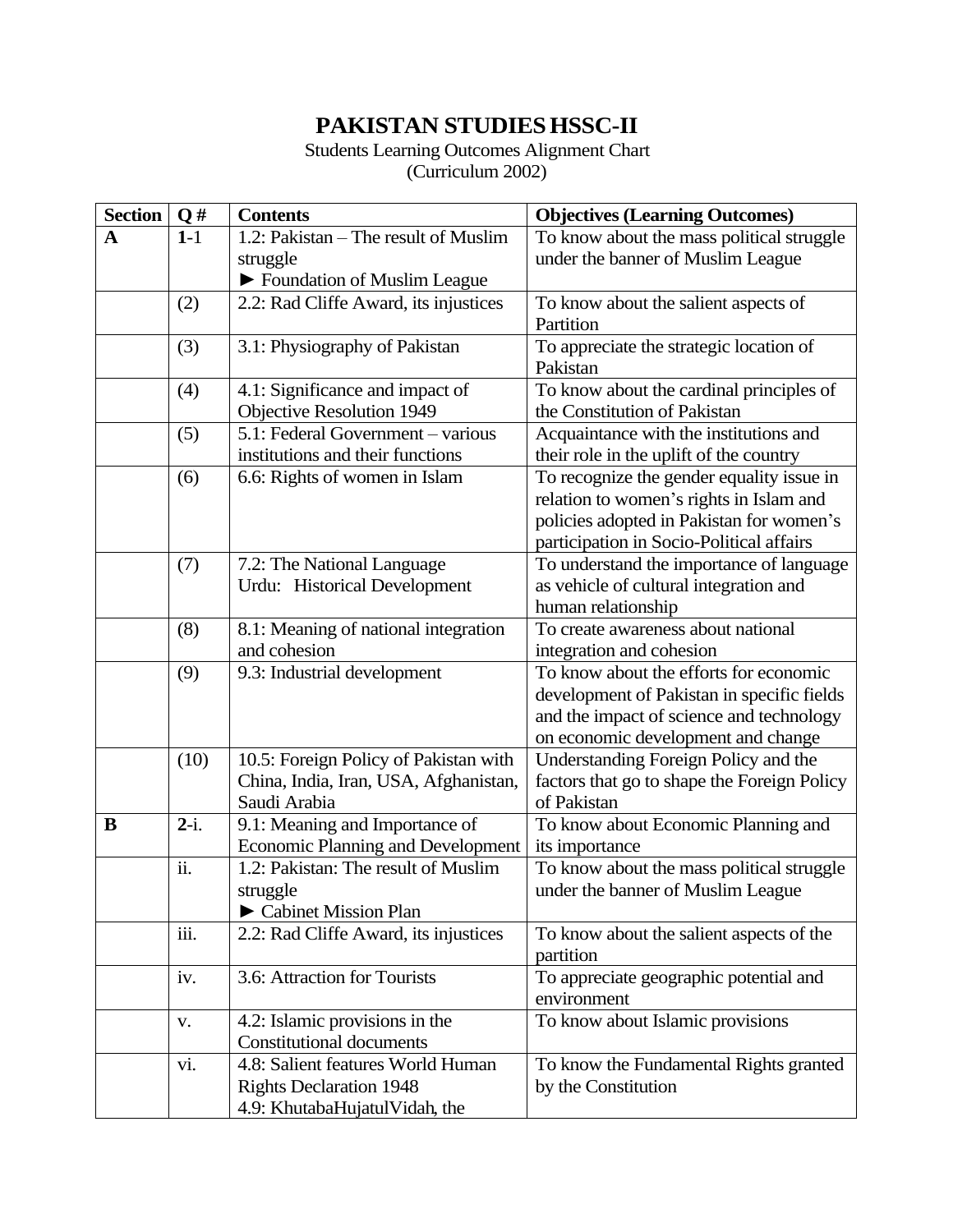# PAKISTAN STUDIES HSSC-II

Students Learning Outcomes Alignment Chart
(Curriculum 2002)

| Section | Q # | Contents | Objectives (Learning Outcomes) |
|---|---|---|---|
| **A** | **1**-1 | 1.2: Pakistan – The result of Muslim struggle ► Foundation of Muslim League | To know about the mass political struggle under the banner of Muslim League |
| | (2) | 2.2: Rad Cliffe Award, its injustices | To know about the salient aspects of Partition |
| | (3) | 3.1: Physiography of Pakistan | To appreciate the strategic location of Pakistan |
| | (4) | 4.1: Significance and impact of Objective Resolution 1949 | To know about the cardinal principles of the Constitution of Pakistan |
| | (5) | 5.1: Federal Government – various institutions and their functions | Acquaintance with the institutions and their role in the uplift of the country |
| | (6) | 6.6: Rights of women in Islam | To recognize the gender equality issue in relation to women's rights in Islam and policies adopted in Pakistan for women's participation in Socio-Political affairs |
| | (7) | 7.2: The National Language Urdu: Historical Development | To understand the importance of language as vehicle of cultural integration and human relationship |
| | (8) | 8.1: Meaning of national integration and cohesion | To create awareness about national integration and cohesion |
| | (9) | 9.3: Industrial development | To know about the efforts for economic development of Pakistan in specific fields and the impact of science and technology on economic development and change |
| | (10) | 10.5: Foreign Policy of Pakistan with China, India, Iran, USA, Afghanistan, Saudi Arabia | Understanding Foreign Policy and the factors that go to shape the Foreign Policy of Pakistan |
| **B** | **2**-i. | 9.1: Meaning and Importance of Economic Planning and Development | To know about Economic Planning and its importance |
| | ii. | 1.2: Pakistan: The result of Muslim struggle ► Cabinet Mission Plan | To know about the mass political struggle under the banner of Muslim League |
| | iii. | 2.2: Rad Cliffe Award, its injustices | To know about the salient aspects of the partition |
| | iv. | 3.6: Attraction for Tourists | To appreciate geographic potential and environment |
| | v. | 4.2: Islamic provisions in the Constitutional documents | To know about Islamic provisions |
| | vi. | 4.8: Salient features World Human Rights Declaration 1948<br>4.9: KhutabaHujatulVidah, the | To know the Fundamental Rights granted by the Constitution |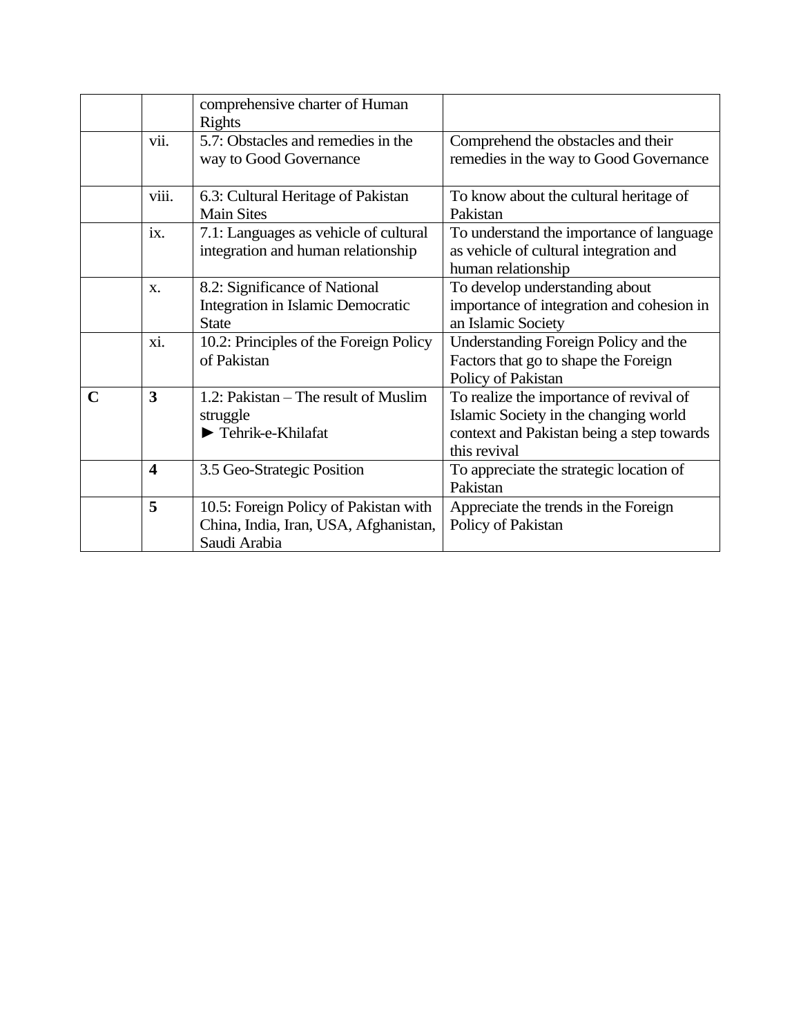| | | | |
|---|---|---|---|
| | | comprehensive charter of Human Rights | |
| | vii. | 5.7: Obstacles and remedies in the way to Good Governance | Comprehend the obstacles and their remedies in the way to Good Governance |
| | viii. | 6.3: Cultural Heritage of Pakistan Main Sites | To know about the cultural heritage of Pakistan |
| | ix. | 7.1: Languages as vehicle of cultural integration and human relationship | To understand the importance of language as vehicle of cultural integration and human relationship |
| | x. | 8.2: Significance of National Integration in Islamic Democratic State | To develop understanding about importance of integration and cohesion in an Islamic Society |
| | xi. | 10.2: Principles of the Foreign Policy of Pakistan | Understanding Foreign Policy and the Factors that go to shape the Foreign Policy of Pakistan |
| **C** | **3** | 1.2: Pakistan – The result of Muslim struggle<br>► Tehrik-e-Khilafat | To realize the importance of revival of Islamic Society in the changing world context and Pakistan being a step towards this revival |
| | **4** | 3.5 Geo-Strategic Position | To appreciate the strategic location of Pakistan |
| | **5** | 10.5: Foreign Policy of Pakistan with China, India, Iran, USA, Afghanistan, Saudi Arabia | Appreciate the trends in the Foreign Policy of Pakistan |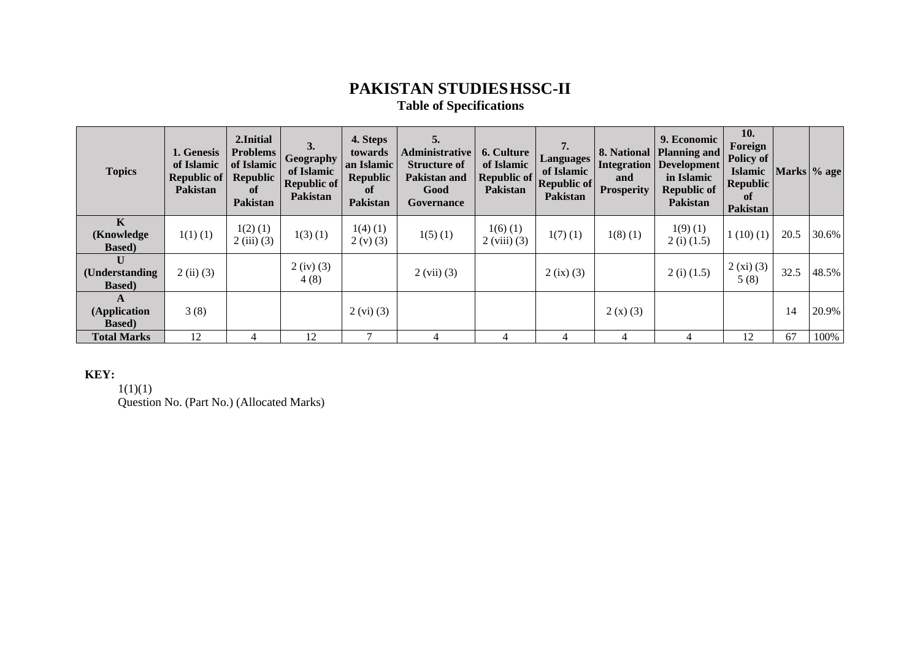# PAKISTAN STUDIES HSSC-II

## Table of Specifications

| Topics | 1. Genesis of Islamic Republic of Pakistan | 2.Initial Problems of Islamic Republic of Pakistan | 3. Geography of Islamic Republic of Pakistan | 4. Steps towards an Islamic Republic of Pakistan | 5. Administrative Structure of Pakistan and Good Governance | 6. Culture of Islamic Republic of Pakistan | 7. Languages of Islamic Republic of Pakistan | 8. National Integration and Prosperity | 9. Economic Planning and Development in Islamic Republic of Pakistan | 10. Foreign Policy of Islamic Republic of Pakistan | Marks | % age |
|---|---|---|---|---|---|---|---|---|---|---|---|---|
| K (Knowledge Based) | 1(1) (1) | 1(2) (1) 2 (iii) (3) | 1(3) (1) | 1(4) (1) 2 (v) (3) | 1(5) (1) | 1(6) (1) 2 (viii) (3) | 1(7) (1) | 1(8) (1) | 1(9) (1) 2 (i) (1.5) | 1 (10) (1) | 20.5 | 30.6% |
| U (Understanding Based) | 2 (ii) (3) | | 2 (iv) (3) 4 (8) | | 2 (vii) (3) | | 2 (ix) (3) | | 2 (i) (1.5) | 2 (xi) (3) 5 (8) | 32.5 | 48.5% |
| A (Application Based) | 3 (8) | | | 2 (vi) (3) | | | | 2 (x) (3) | | | 14 | 20.9% |
| Total Marks | 12 | 4 | 12 | 7 | 4 | 4 | 4 | 4 | 4 | 12 | 67 | 100% |

**KEY:**

1(1)(1)

Question No. (Part No.) (Allocated Marks)